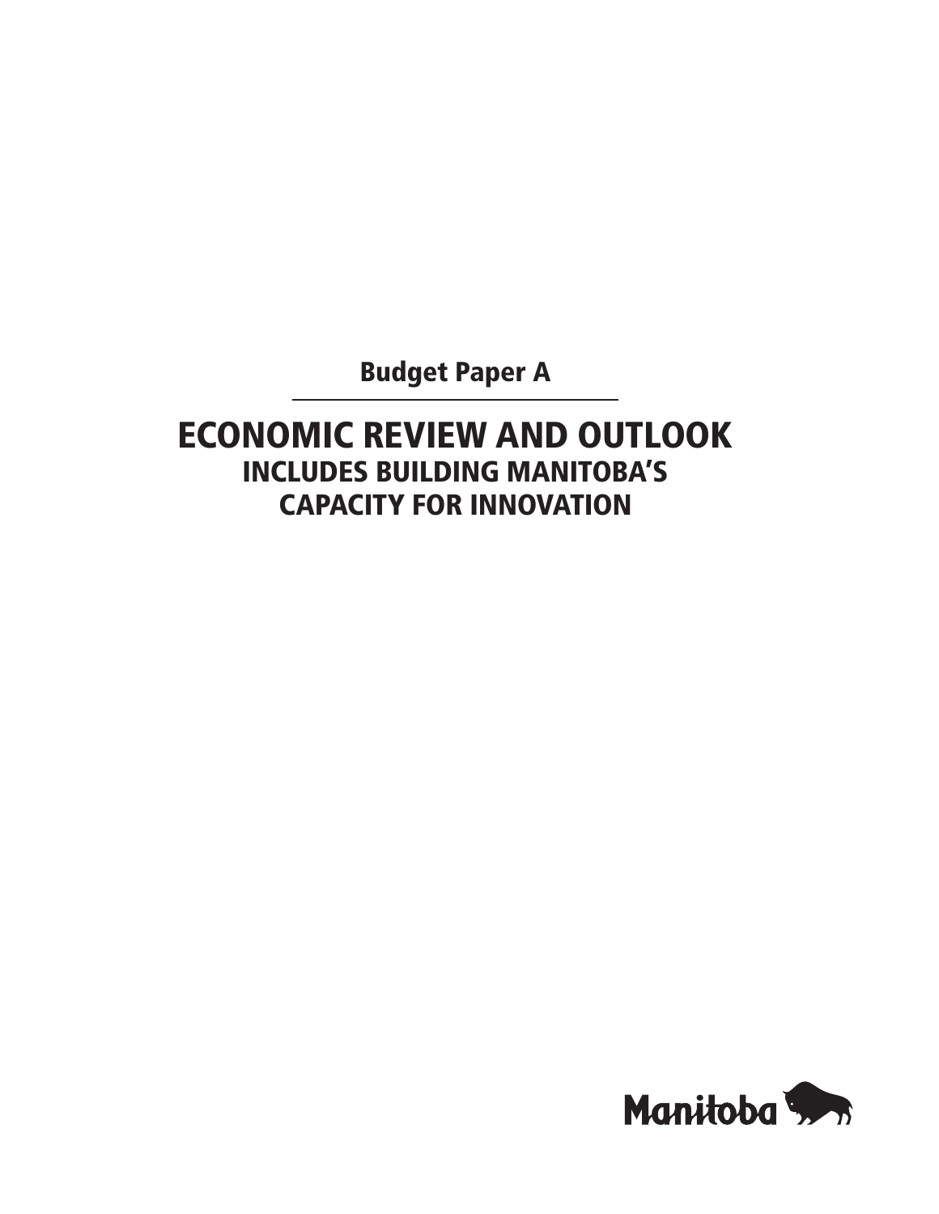## Budget Paper A

# ECONOMIC REVIEW AND OUTLOOK

### INCLUDES BUILDING MANITOBA'S CAPACITY FOR INNOVATION

Manitoba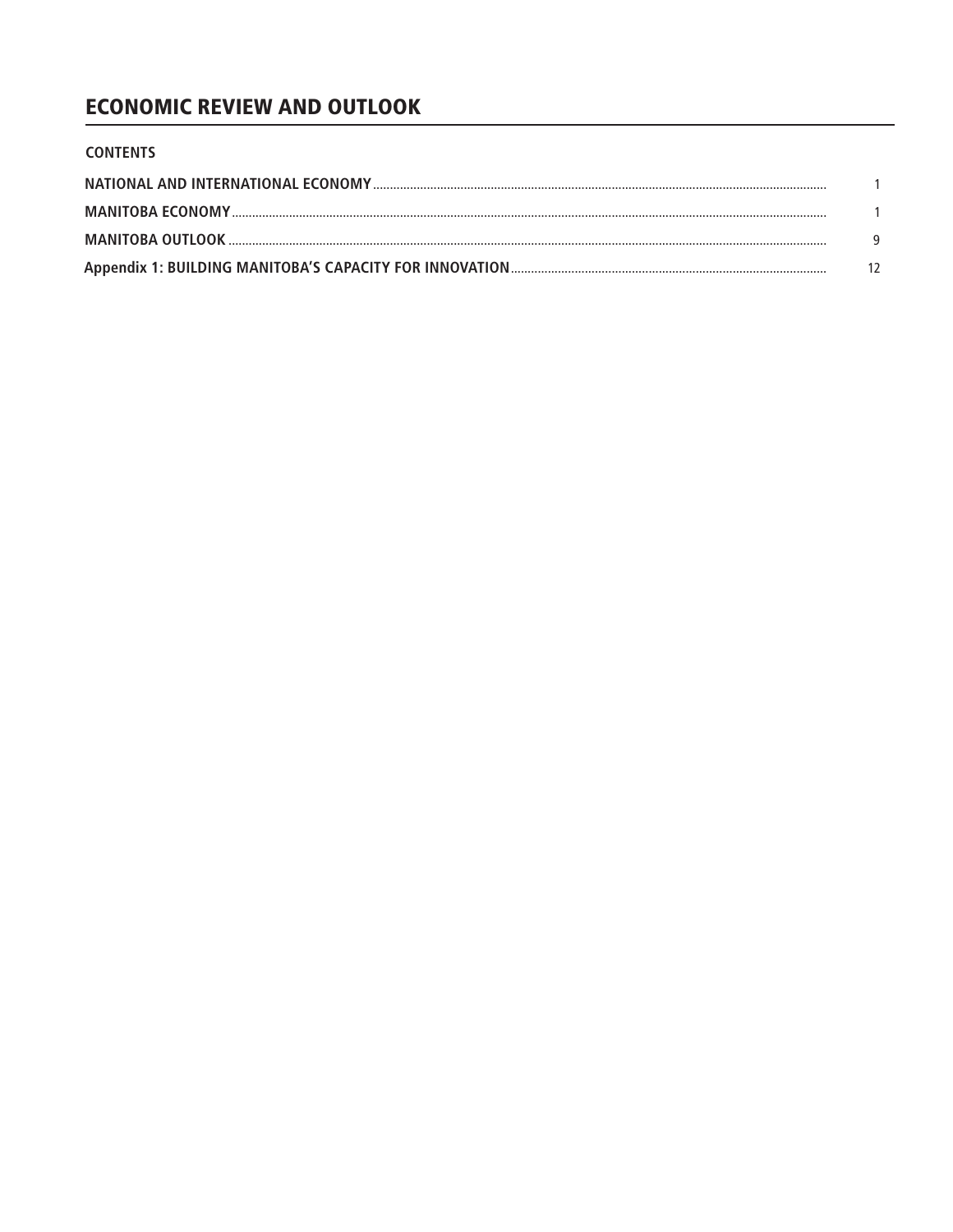# ECONOMIC REVIEW AND OUTLOOK

## CONTENTS

| | |
|---|---|
| **NATIONAL AND INTERNATIONAL ECONOMY** | 1 |
| **MANITOBA ECONOMY** | 1 |
| **MANITOBA OUTLOOK** | 9 |
| **Appendix 1: BUILDING MANITOBA'S CAPACITY FOR INNOVATION** | 12 |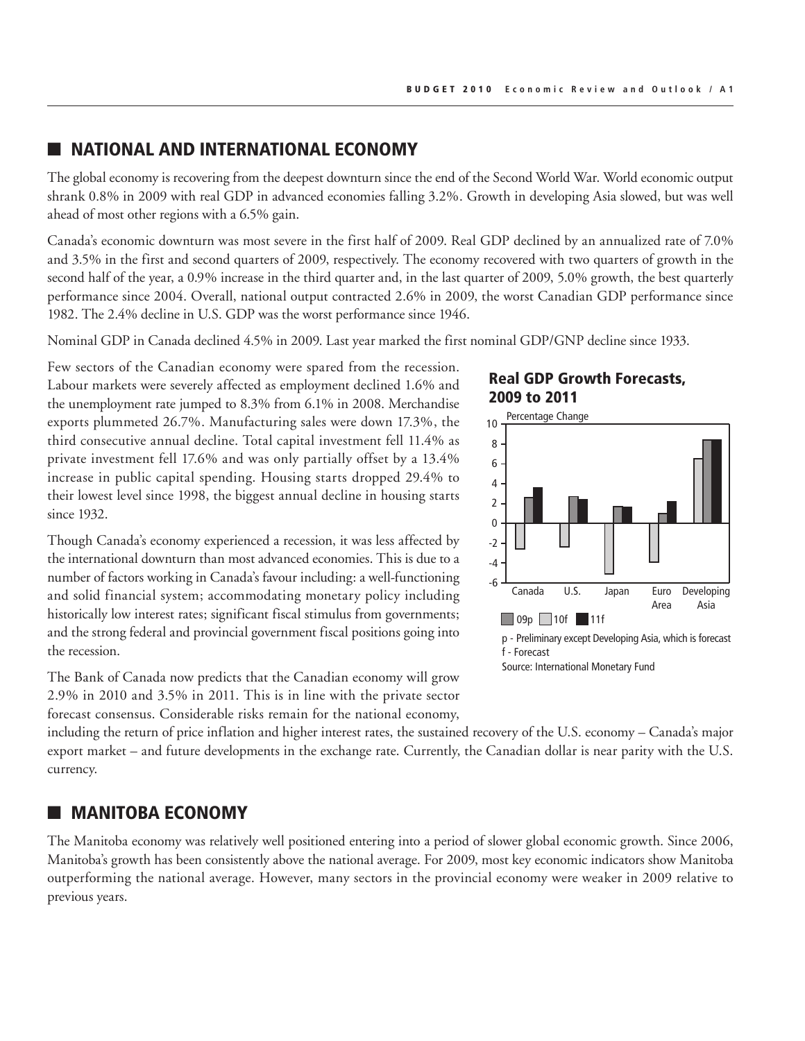## NATIONAL AND INTERNATIONAL ECONOMY

The global economy is recovering from the deepest downturn since the end of the Second World War. World economic output shrank 0.8% in 2009 with real GDP in advanced economies falling 3.2%. Growth in developing Asia slowed, but was well ahead of most other regions with a 6.5% gain.

Canada's economic downturn was most severe in the first half of 2009. Real GDP declined by an annualized rate of 7.0% and 3.5% in the first and second quarters of 2009, respectively. The economy recovered with two quarters of growth in the second half of the year, a 0.9% increase in the third quarter and, in the last quarter of 2009, 5.0% growth, the best quarterly performance since 2004. Overall, national output contracted 2.6% in 2009, the worst Canadian GDP performance since 1982. The 2.4% decline in U.S. GDP was the worst performance since 1946.

Nominal GDP in Canada declined 4.5% in 2009. Last year marked the first nominal GDP/GNP decline since 1933.

Few sectors of the Canadian economy were spared from the recession. Labour markets were severely affected as employment declined 1.6% and the unemployment rate jumped to 8.3% from 6.1% in 2008. Merchandise exports plummeted 26.7%. Manufacturing sales were down 17.3%, the third consecutive annual decline. Total capital investment fell 11.4% as private investment fell 17.6% and was only partially offset by a 13.4% increase in public capital spending. Housing starts dropped 29.4% to their lowest level since 1998, the biggest annual decline in housing starts since 1932.

Though Canada's economy experienced a recession, it was less affected by the international downturn than most advanced economies. This is due to a number of factors working in Canada's favour including: a well-functioning and solid financial system; accommodating monetary policy including historically low interest rates; significant fiscal stimulus from governments; and the strong federal and provincial government fiscal positions going into the recession.

**Real GDP Growth Forecasts, 2009 to 2011**

Percentage Change

Canada, U.S., Japan, Euro Area, Developing Asia

09p, 10f, 11f

p - Preliminary except Developing Asia, which is forecast
f - Forecast
Source: International Monetary Fund

The Bank of Canada now predicts that the Canadian economy will grow 2.9% in 2010 and 3.5% in 2011. This is in line with the private sector forecast consensus. Considerable risks remain for the national economy, including the return of price inflation and higher interest rates, the sustained recovery of the U.S. economy – Canada's major export market – and future developments in the exchange rate. Currently, the Canadian dollar is near parity with the U.S. currency.

## MANITOBA ECONOMY

The Manitoba economy was relatively well positioned entering into a period of slower global economic growth. Since 2006, Manitoba's growth has been consistently above the national average. For 2009, most key economic indicators show Manitoba outperforming the national average. However, many sectors in the provincial economy were weaker in 2009 relative to previous years.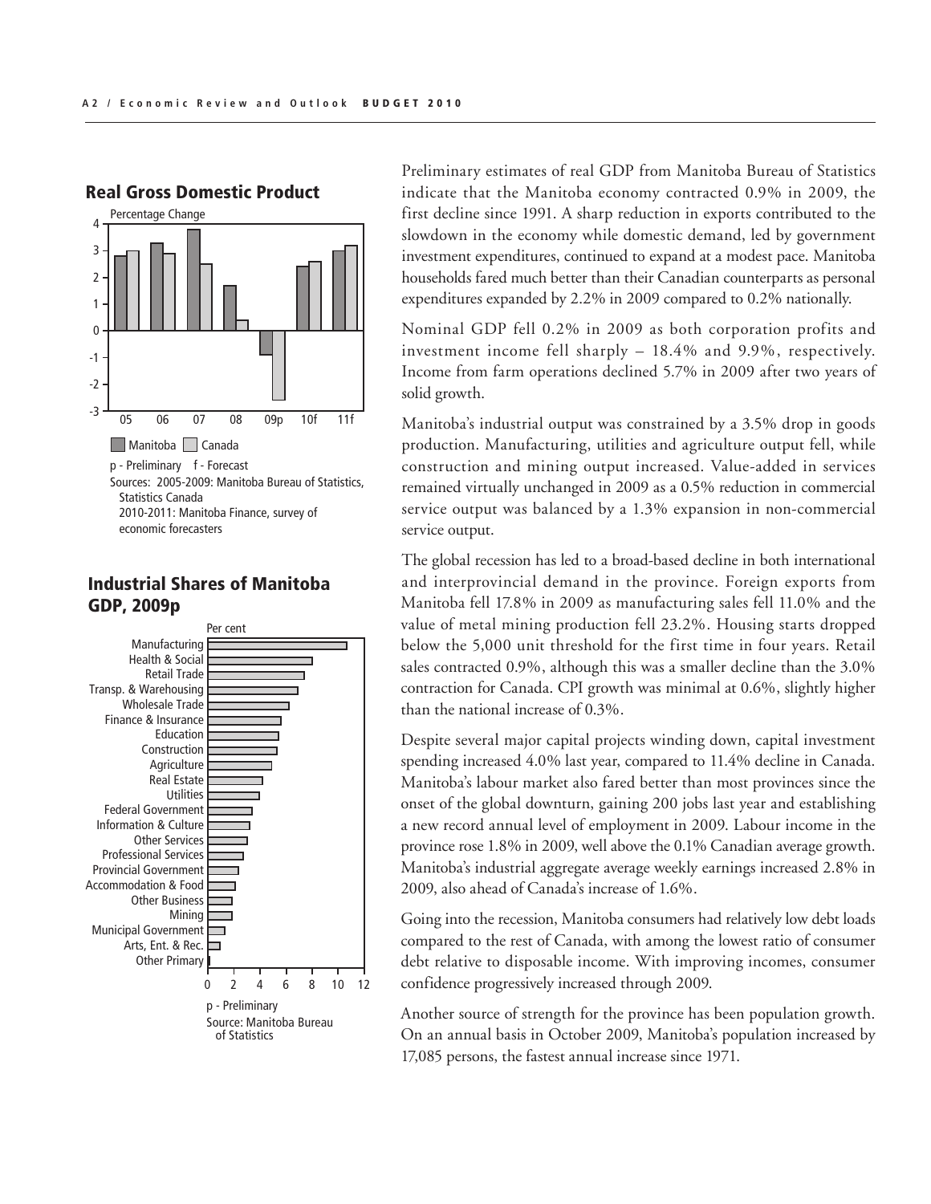## Real Gross Domestic Product

Percentage Change

Manitoba | Canada

p - Preliminary f - Forecast

Sources: 2005-2009: Manitoba Bureau of Statistics, Statistics Canada
2010-2011: Manitoba Finance, survey of economic forecasters

## Industrial Shares of Manitoba GDP, 2009p

Per cent

p - Preliminary
Source: Manitoba Bureau of Statistics

Preliminary estimates of real GDP from Manitoba Bureau of Statistics indicate that the Manitoba economy contracted 0.9% in 2009, the first decline since 1991. A sharp reduction in exports contributed to the slowdown in the economy while domestic demand, led by government investment expenditures, continued to expand at a modest pace. Manitoba households fared much better than their Canadian counterparts as personal expenditures expanded by 2.2% in 2009 compared to 0.2% nationally.

Nominal GDP fell 0.2% in 2009 as both corporation profits and investment income fell sharply – 18.4% and 9.9%, respectively. Income from farm operations declined 5.7% in 2009 after two years of solid growth.

Manitoba's industrial output was constrained by a 3.5% drop in goods production. Manufacturing, utilities and agriculture output fell, while construction and mining output increased. Value-added in services remained virtually unchanged in 2009 as a 0.5% reduction in commercial service output was balanced by a 1.3% expansion in non-commercial service output.

The global recession has led to a broad-based decline in both international and interprovincial demand in the province. Foreign exports from Manitoba fell 17.8% in 2009 as manufacturing sales fell 11.0% and the value of metal mining production fell 23.2%. Housing starts dropped below the 5,000 unit threshold for the first time in four years. Retail sales contracted 0.9%, although this was a smaller decline than the 3.0% contraction for Canada. CPI growth was minimal at 0.6%, slightly higher than the national increase of 0.3%.

Despite several major capital projects winding down, capital investment spending increased 4.0% last year, compared to 11.4% decline in Canada. Manitoba's labour market also fared better than most provinces since the onset of the global downturn, gaining 200 jobs last year and establishing a new record annual level of employment in 2009. Labour income in the province rose 1.8% in 2009, well above the 0.1% Canadian average growth. Manitoba's industrial aggregate average weekly earnings increased 2.8% in 2009, also ahead of Canada's increase of 1.6%.

Going into the recession, Manitoba consumers had relatively low debt loads compared to the rest of Canada, with among the lowest ratio of consumer debt relative to disposable income. With improving incomes, consumer confidence progressively increased through 2009.

Another source of strength for the province has been population growth. On an annual basis in October 2009, Manitoba's population increased by 17,085 persons, the fastest annual increase since 1971.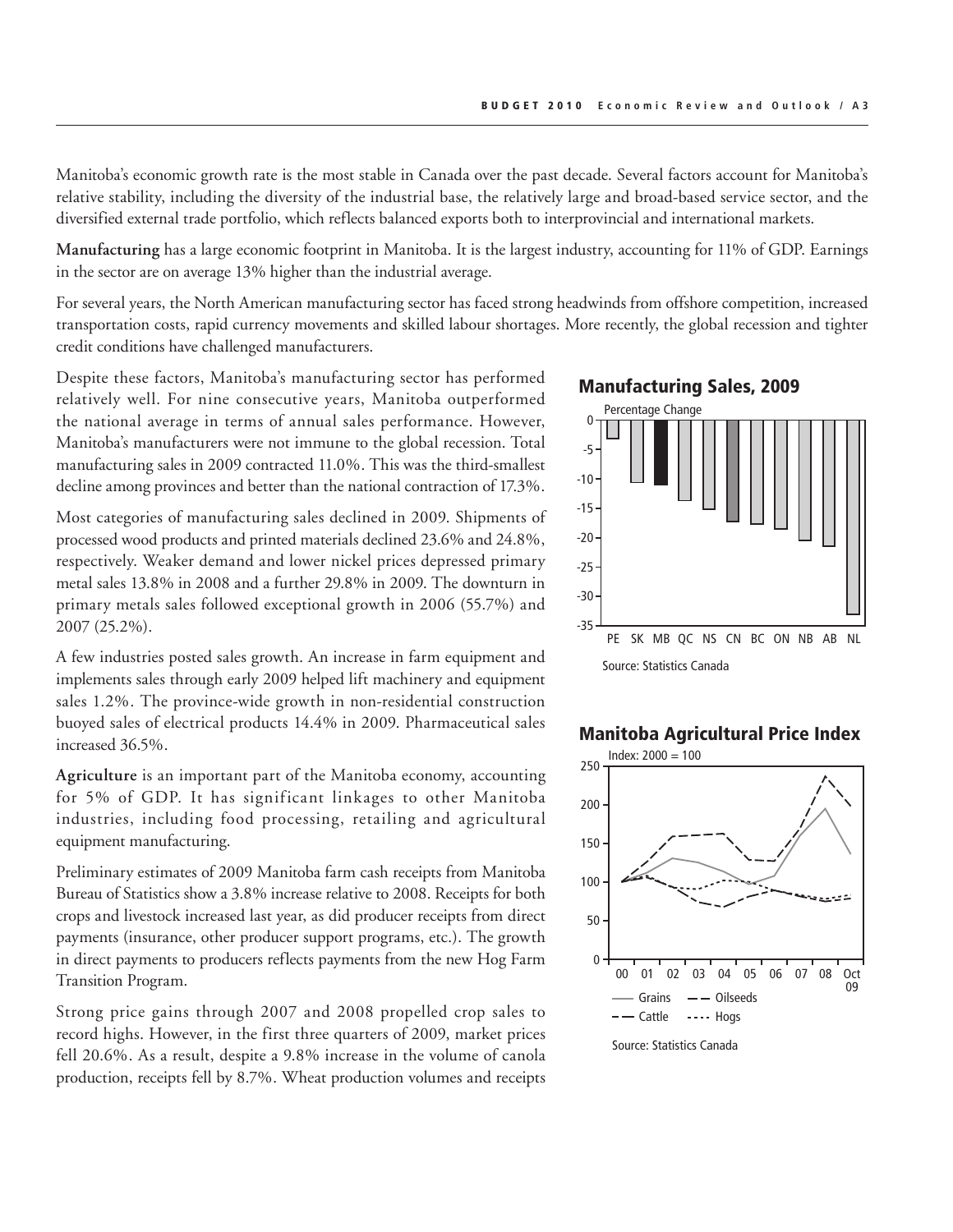Manitoba's economic growth rate is the most stable in Canada over the past decade. Several factors account for Manitoba's relative stability, including the diversity of the industrial base, the relatively large and broad-based service sector, and the diversified external trade portfolio, which reflects balanced exports both to interprovincial and international markets.

**Manufacturing** has a large economic footprint in Manitoba. It is the largest industry, accounting for 11% of GDP. Earnings in the sector are on average 13% higher than the industrial average.

For several years, the North American manufacturing sector has faced strong headwinds from offshore competition, increased transportation costs, rapid currency movements and skilled labour shortages. More recently, the global recession and tighter credit conditions have challenged manufacturers.

Despite these factors, Manitoba's manufacturing sector has performed relatively well. For nine consecutive years, Manitoba outperformed the national average in terms of annual sales performance. However, Manitoba's manufacturers were not immune to the global recession. Total manufacturing sales in 2009 contracted 11.0%. This was the third-smallest decline among provinces and better than the national contraction of 17.3%.

Most categories of manufacturing sales declined in 2009. Shipments of processed wood products and printed materials declined 23.6% and 24.8%, respectively. Weaker demand and lower nickel prices depressed primary metal sales 13.8% in 2008 and a further 29.8% in 2009. The downturn in primary metals sales followed exceptional growth in 2006 (55.7%) and 2007 (25.2%).

A few industries posted sales growth. An increase in farm equipment and implements sales through early 2009 helped lift machinery and equipment sales 1.2%. The province-wide growth in non-residential construction buoyed sales of electrical products 14.4% in 2009. Pharmaceutical sales increased 36.5%.

**Agriculture** is an important part of the Manitoba economy, accounting for 5% of GDP. It has significant linkages to other Manitoba industries, including food processing, retailing and agricultural equipment manufacturing.

Preliminary estimates of 2009 Manitoba farm cash receipts from Manitoba Bureau of Statistics show a 3.8% increase relative to 2008. Receipts for both crops and livestock increased last year, as did producer receipts from direct payments (insurance, other producer support programs, etc.). The growth in direct payments to producers reflects payments from the new Hog Farm Transition Program.

Strong price gains through 2007 and 2008 propelled crop sales to record highs. However, in the first three quarters of 2009, market prices fell 20.6%. As a result, despite a 9.8% increase in the volume of canola production, receipts fell by 8.7%. Wheat production volumes and receipts

### Manufacturing Sales, 2009

Percentage Change

Source: Statistics Canada

### Manitoba Agricultural Price Index

Index: 2000 = 100

Grains, Oilseeds, Cattle, Hogs

Source: Statistics Canada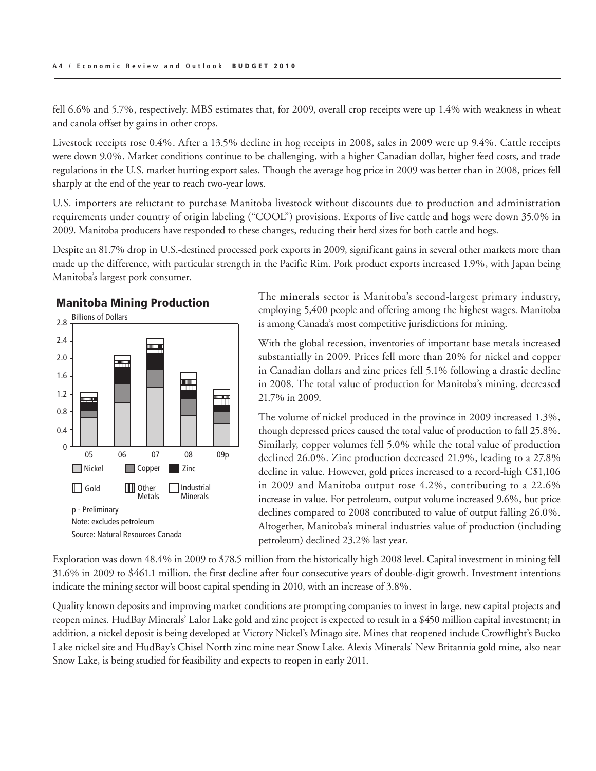fell 6.6% and 5.7%, respectively. MBS estimates that, for 2009, overall crop receipts were up 1.4% with weakness in wheat and canola offset by gains in other crops.

Livestock receipts rose 0.4%. After a 13.5% decline in hog receipts in 2008, sales in 2009 were up 9.4%. Cattle receipts were down 9.0%. Market conditions continue to be challenging, with a higher Canadian dollar, higher feed costs, and trade regulations in the U.S. market hurting export sales. Though the average hog price in 2009 was better than in 2008, prices fell sharply at the end of the year to reach two-year lows.

U.S. importers are reluctant to purchase Manitoba livestock without discounts due to production and administration requirements under country of origin labeling ("COOL") provisions. Exports of live cattle and hogs were down 35.0% in 2009. Manitoba producers have responded to these changes, reducing their herd sizes for both cattle and hogs.

Despite an 81.7% drop in U.S.-destined processed pork exports in 2009, significant gains in several other markets more than made up the difference, with particular strength in the Pacific Rim. Pork product exports increased 1.9%, with Japan being Manitoba's largest pork consumer.

**Manitoba Mining Production**

Billions of Dollars

p - Preliminary
Note: excludes petroleum
Source: Natural Resources Canada

The **minerals** sector is Manitoba's second-largest primary industry, employing 5,400 people and offering among the highest wages. Manitoba is among Canada's most competitive jurisdictions for mining.

With the global recession, inventories of important base metals increased substantially in 2009. Prices fell more than 20% for nickel and copper in Canadian dollars and zinc prices fell 5.1% following a drastic decline in 2008. The total value of production for Manitoba's mining, decreased 21.7% in 2009.

The volume of nickel produced in the province in 2009 increased 1.3%, though depressed prices caused the total value of production to fall 25.8%. Similarly, copper volumes fell 5.0% while the total value of production declined 26.0%. Zinc production decreased 21.9%, leading to a 27.8% decline in value. However, gold prices increased to a record-high C$1,106 in 2009 and Manitoba output rose 4.2%, contributing to a 22.6% increase in value. For petroleum, output volume increased 9.6%, but price declines compared to 2008 contributed to value of output falling 26.0%. Altogether, Manitoba's mineral industries value of production (including petroleum) declined 23.2% last year.

Exploration was down 48.4% in 2009 to $78.5 million from the historically high 2008 level. Capital investment in mining fell 31.6% in 2009 to $461.1 million, the first decline after four consecutive years of double-digit growth. Investment intentions indicate the mining sector will boost capital spending in 2010, with an increase of 3.8%.

Quality known deposits and improving market conditions are prompting companies to invest in large, new capital projects and reopen mines. HudBay Minerals' Lalor Lake gold and zinc project is expected to result in a $450 million capital investment; in addition, a nickel deposit is being developed at Victory Nickel's Minago site. Mines that reopened include Crowflight's Bucko Lake nickel site and HudBay's Chisel North zinc mine near Snow Lake. Alexis Minerals' New Britannia gold mine, also near Snow Lake, is being studied for feasibility and expects to reopen in early 2011.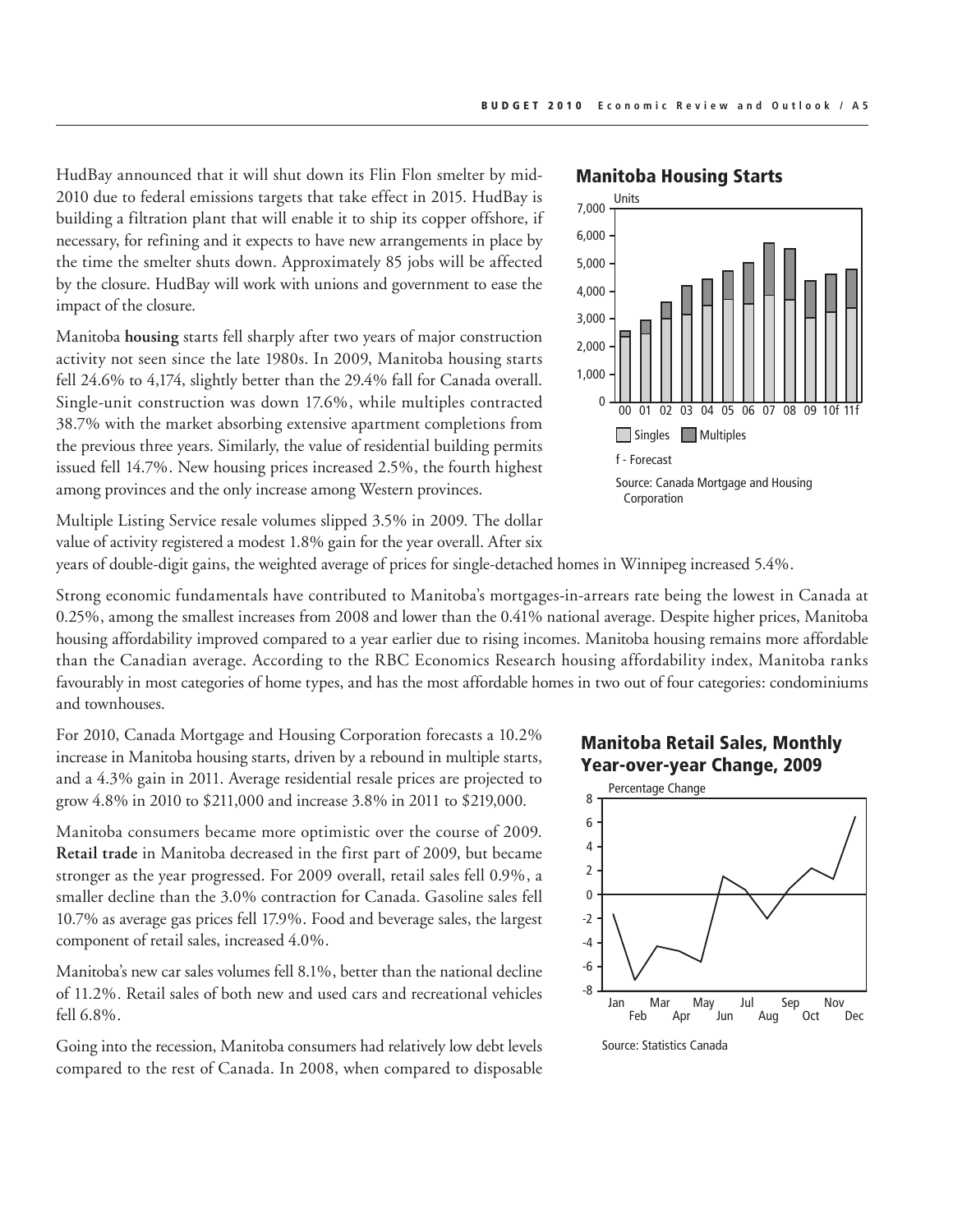HudBay announced that it will shut down its Flin Flon smelter by mid-2010 due to federal emissions targets that take effect in 2015. HudBay is building a filtration plant that will enable it to ship its copper offshore, if necessary, for refining and it expects to have new arrangements in place by the time the smelter shuts down. Approximately 85 jobs will be affected by the closure. HudBay will work with unions and government to ease the impact of the closure.

Manitoba **housing** starts fell sharply after two years of major construction activity not seen since the late 1980s. In 2009, Manitoba housing starts fell 24.6% to 4,174, slightly better than the 29.4% fall for Canada overall. Single-unit construction was down 17.6%, while multiples contracted 38.7% with the market absorbing extensive apartment completions from the previous three years. Similarly, the value of residential building permits issued fell 14.7%. New housing prices increased 2.5%, the fourth highest among provinces and the only increase among Western provinces.

**Manitoba Housing Starts**

f - Forecast

Source: Canada Mortgage and Housing Corporation

Multiple Listing Service resale volumes slipped 3.5% in 2009. The dollar value of activity registered a modest 1.8% gain for the year overall. After six years of double-digit gains, the weighted average of prices for single-detached homes in Winnipeg increased 5.4%.

Strong economic fundamentals have contributed to Manitoba's mortgages-in-arrears rate being the lowest in Canada at 0.25%, among the smallest increases from 2008 and lower than the 0.41% national average. Despite higher prices, Manitoba housing affordability improved compared to a year earlier due to rising incomes. Manitoba housing remains more affordable than the Canadian average. According to the RBC Economics Research housing affordability index, Manitoba ranks favourably in most categories of home types, and has the most affordable homes in two out of four categories: condominiums and townhouses.

For 2010, Canada Mortgage and Housing Corporation forecasts a 10.2% increase in Manitoba housing starts, driven by a rebound in multiple starts, and a 4.3% gain in 2011. Average residential resale prices are projected to grow 4.8% in 2010 to $211,000 and increase 3.8% in 2011 to $219,000.

Manitoba consumers became more optimistic over the course of 2009. **Retail trade** in Manitoba decreased in the first part of 2009, but became stronger as the year progressed. For 2009 overall, retail sales fell 0.9%, a smaller decline than the 3.0% contraction for Canada. Gasoline sales fell 10.7% as average gas prices fell 17.9%. Food and beverage sales, the largest component of retail sales, increased 4.0%.

**Manitoba Retail Sales, Monthly Year-over-year Change, 2009**

Source: Statistics Canada

Manitoba's new car sales volumes fell 8.1%, better than the national decline of 11.2%. Retail sales of both new and used cars and recreational vehicles fell 6.8%.

Going into the recession, Manitoba consumers had relatively low debt levels compared to the rest of Canada. In 2008, when compared to disposable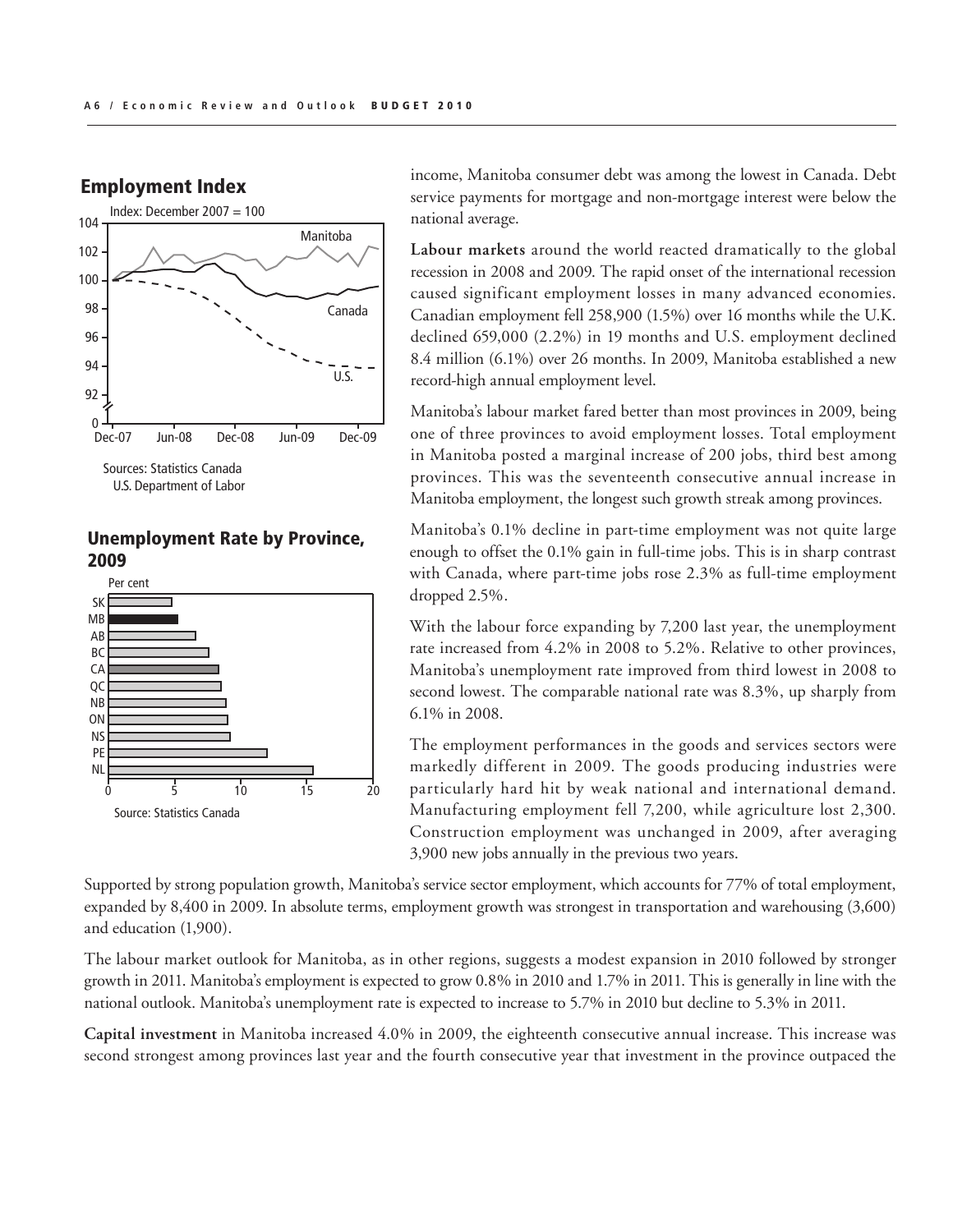## Employment Index

Index: December 2007 = 100

Sources: Statistics Canada
U.S. Department of Labor

## Unemployment Rate by Province, 2009

Per cent

Source: Statistics Canada

income, Manitoba consumer debt was among the lowest in Canada. Debt service payments for mortgage and non-mortgage interest were below the national average.

**Labour markets** around the world reacted dramatically to the global recession in 2008 and 2009. The rapid onset of the international recession caused significant employment losses in many advanced economies. Canadian employment fell 258,900 (1.5%) over 16 months while the U.K. declined 659,000 (2.2%) in 19 months and U.S. employment declined 8.4 million (6.1%) over 26 months. In 2009, Manitoba established a new record-high annual employment level.

Manitoba's labour market fared better than most provinces in 2009, being one of three provinces to avoid employment losses. Total employment in Manitoba posted a marginal increase of 200 jobs, third best among provinces. This was the seventeenth consecutive annual increase in Manitoba employment, the longest such growth streak among provinces.

Manitoba's 0.1% decline in part-time employment was not quite large enough to offset the 0.1% gain in full-time jobs. This is in sharp contrast with Canada, where part-time jobs rose 2.3% as full-time employment dropped 2.5%.

With the labour force expanding by 7,200 last year, the unemployment rate increased from 4.2% in 2008 to 5.2%. Relative to other provinces, Manitoba's unemployment rate improved from third lowest in 2008 to second lowest. The comparable national rate was 8.3%, up sharply from 6.1% in 2008.

The employment performances in the goods and services sectors were markedly different in 2009. The goods producing industries were particularly hard hit by weak national and international demand. Manufacturing employment fell 7,200, while agriculture lost 2,300. Construction employment was unchanged in 2009, after averaging 3,900 new jobs annually in the previous two years.

Supported by strong population growth, Manitoba's service sector employment, which accounts for 77% of total employment, expanded by 8,400 in 2009. In absolute terms, employment growth was strongest in transportation and warehousing (3,600) and education (1,900).

The labour market outlook for Manitoba, as in other regions, suggests a modest expansion in 2010 followed by stronger growth in 2011. Manitoba's employment is expected to grow 0.8% in 2010 and 1.7% in 2011. This is generally in line with the national outlook. Manitoba's unemployment rate is expected to increase to 5.7% in 2010 but decline to 5.3% in 2011.

**Capital investment** in Manitoba increased 4.0% in 2009, the eighteenth consecutive annual increase. This increase was second strongest among provinces last year and the fourth consecutive year that investment in the province outpaced the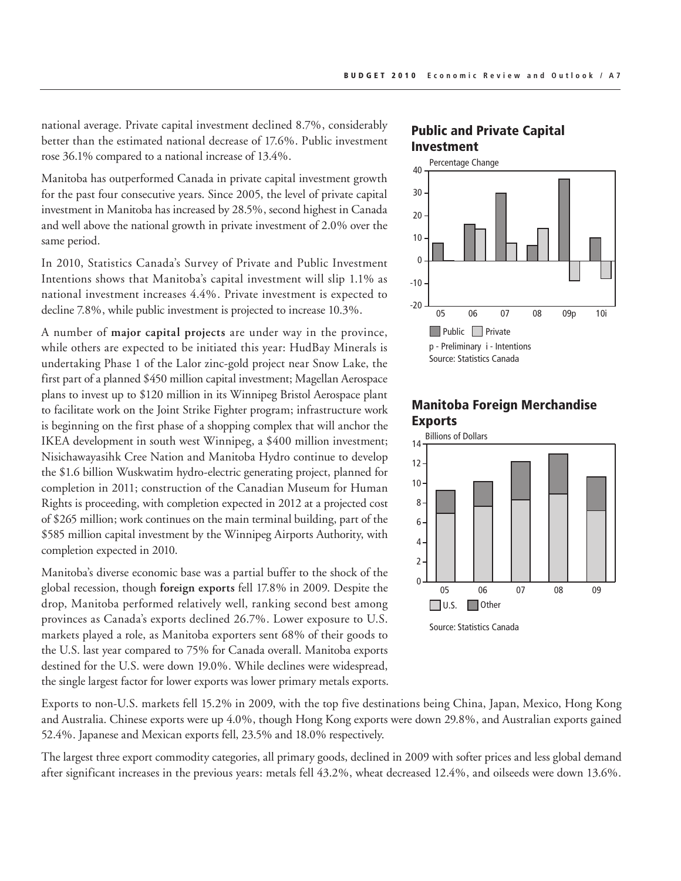national average. Private capital investment declined 8.7%, considerably better than the estimated national decrease of 17.6%. Public investment rose 36.1% compared to a national increase of 13.4%.

Manitoba has outperformed Canada in private capital investment growth for the past four consecutive years. Since 2005, the level of private capital investment in Manitoba has increased by 28.5%, second highest in Canada and well above the national growth in private investment of 2.0% over the same period.

In 2010, Statistics Canada's Survey of Private and Public Investment Intentions shows that Manitoba's capital investment will slip 1.1% as national investment increases 4.4%. Private investment is expected to decline 7.8%, while public investment is projected to increase 10.3%.

A number of **major capital projects** are under way in the province, while others are expected to be initiated this year: HudBay Minerals is undertaking Phase 1 of the Lalor zinc-gold project near Snow Lake, the first part of a planned $450 million capital investment; Magellan Aerospace plans to invest up to $120 million in its Winnipeg Bristol Aerospace plant to facilitate work on the Joint Strike Fighter program; infrastructure work is beginning on the first phase of a shopping complex that will anchor the IKEA development in south west Winnipeg, a $400 million investment; Nisichawayasihk Cree Nation and Manitoba Hydro continue to develop the $1.6 billion Wuskwatim hydro-electric generating project, planned for completion in 2011; construction of the Canadian Museum for Human Rights is proceeding, with completion expected in 2012 at a projected cost of $265 million; work continues on the main terminal building, part of the $585 million capital investment by the Winnipeg Airports Authority, with completion expected in 2010.

Manitoba's diverse economic base was a partial buffer to the shock of the global recession, though **foreign exports** fell 17.8% in 2009. Despite the drop, Manitoba performed relatively well, ranking second best among provinces as Canada's exports declined 26.7%. Lower exposure to U.S. markets played a role, as Manitoba exporters sent 68% of their goods to the U.S. last year compared to 75% for Canada overall. Manitoba exports destined for the U.S. were down 19.0%. While declines were widespread, the single largest factor for lower exports was lower primary metals exports.

## Public and Private Capital Investment

Percentage Change

Public / Private

p - Preliminary i - Intentions

Source: Statistics Canada

## Manitoba Foreign Merchandise Exports

Billions of Dollars

U.S. / Other

Source: Statistics Canada

Exports to non-U.S. markets fell 15.2% in 2009, with the top five destinations being China, Japan, Mexico, Hong Kong and Australia. Chinese exports were up 4.0%, though Hong Kong exports were down 29.8%, and Australian exports gained 52.4%. Japanese and Mexican exports fell, 23.5% and 18.0% respectively.

The largest three export commodity categories, all primary goods, declined in 2009 with softer prices and less global demand after significant increases in the previous years: metals fell 43.2%, wheat decreased 12.4%, and oilseeds were down 13.6%.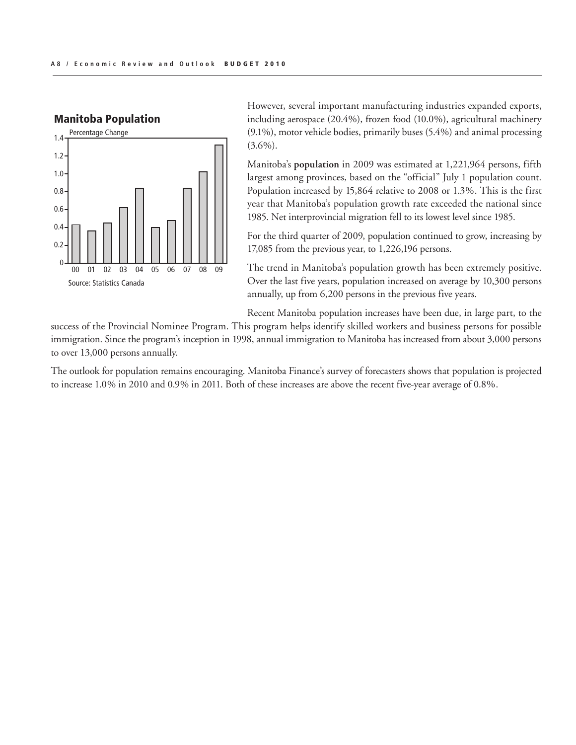## Manitoba Population

Percentage Change

Source: Statistics Canada

However, several important manufacturing industries expanded exports, including aerospace (20.4%), frozen food (10.0%), agricultural machinery (9.1%), motor vehicle bodies, primarily buses (5.4%) and animal processing (3.6%).

Manitoba's **population** in 2009 was estimated at 1,221,964 persons, fifth largest among provinces, based on the "official" July 1 population count. Population increased by 15,864 relative to 2008 or 1.3%. This is the first year that Manitoba's population growth rate exceeded the national since 1985. Net interprovincial migration fell to its lowest level since 1985.

For the third quarter of 2009, population continued to grow, increasing by 17,085 from the previous year, to 1,226,196 persons.

The trend in Manitoba's population growth has been extremely positive. Over the last five years, population increased on average by 10,300 persons annually, up from 6,200 persons in the previous five years.

Recent Manitoba population increases have been due, in large part, to the success of the Provincial Nominee Program. This program helps identify skilled workers and business persons for possible immigration. Since the program's inception in 1998, annual immigration to Manitoba has increased from about 3,000 persons to over 13,000 persons annually.

The outlook for population remains encouraging. Manitoba Finance's survey of forecasters shows that population is projected to increase 1.0% in 2010 and 0.9% in 2011. Both of these increases are above the recent five-year average of 0.8%.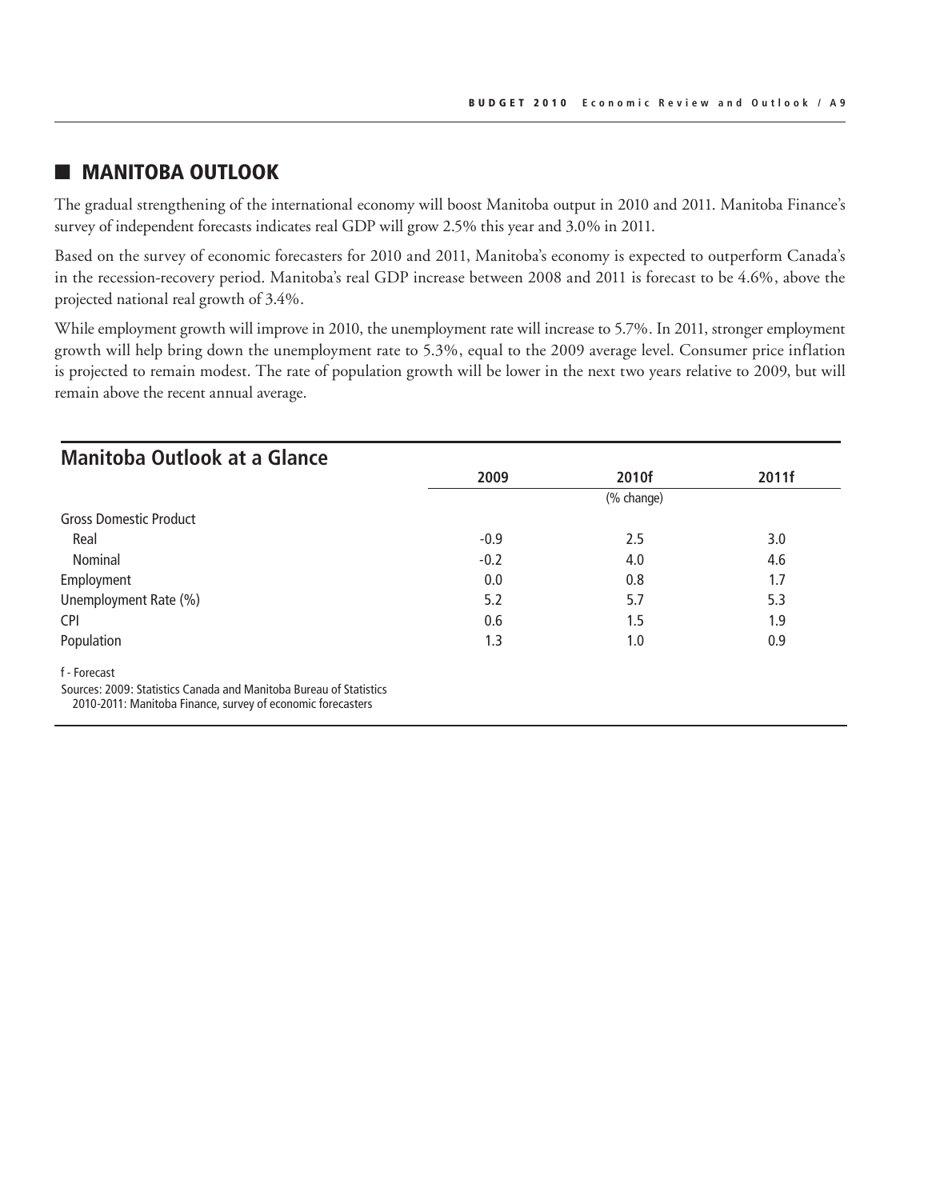## MANITOBA OUTLOOK

The gradual strengthening of the international economy will boost Manitoba output in 2010 and 2011. Manitoba Finance's survey of independent forecasts indicates real GDP will grow 2.5% this year and 3.0% in 2011.

Based on the survey of economic forecasters for 2010 and 2011, Manitoba's economy is expected to outperform Canada's in the recession-recovery period. Manitoba's real GDP increase between 2008 and 2011 is forecast to be 4.6%, above the projected national real growth of 3.4%.

While employment growth will improve in 2010, the unemployment rate will increase to 5.7%. In 2011, stronger employment growth will help bring down the unemployment rate to 5.3%, equal to the 2009 average level. Consumer price inflation is projected to remain modest. The rate of population growth will be lower in the next two years relative to 2009, but will remain above the recent annual average.

### Manitoba Outlook at a Glance

| | 2009 | 2010f | 2011f |
|---|---|---|---|
| | | (% change) | |
| Gross Domestic Product | | | |
| Real | -0.9 | 2.5 | 3.0 |
| Nominal | -0.2 | 4.0 | 4.6 |
| Employment | 0.0 | 0.8 | 1.7 |
| Unemployment Rate (%) | 5.2 | 5.7 | 5.3 |
| CPI | 0.6 | 1.5 | 1.9 |
| Population | 1.3 | 1.0 | 0.9 |

f - Forecast

Sources: 2009: Statistics Canada and Manitoba Bureau of Statistics
2010-2011: Manitoba Finance, survey of economic forecasters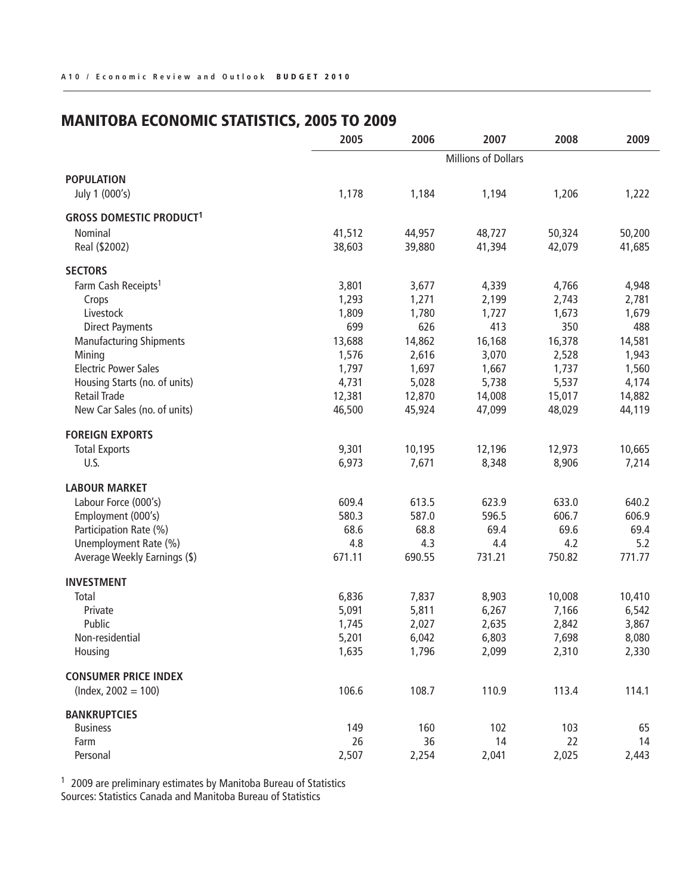## MANITOBA ECONOMIC STATISTICS, 2005 TO 2009

| | 2005 | 2006 | 2007 | 2008 | 2009 |
|---|---|---|---|---|---|
| | Millions of Dollars | | | | |
| **POPULATION** | | | | | |
| July 1 (000's) | 1,178 | 1,184 | 1,194 | 1,206 | 1,222 |
| **GROSS DOMESTIC PRODUCT[1]** | | | | | |
| Nominal | 41,512 | 44,957 | 48,727 | 50,324 | 50,200 |
| Real ($2002) | 38,603 | 39,880 | 41,394 | 42,079 | 41,685 |
| **SECTORS** | | | | | |
| Farm Cash Receipts[1] | 3,801 | 3,677 | 4,339 | 4,766 | 4,948 |
| Crops | 1,293 | 1,271 | 2,199 | 2,743 | 2,781 |
| Livestock | 1,809 | 1,780 | 1,727 | 1,673 | 1,679 |
| Direct Payments | 699 | 626 | 413 | 350 | 488 |
| Manufacturing Shipments | 13,688 | 14,862 | 16,168 | 16,378 | 14,581 |
| Mining | 1,576 | 2,616 | 3,070 | 2,528 | 1,943 |
| Electric Power Sales | 1,797 | 1,697 | 1,667 | 1,737 | 1,560 |
| Housing Starts (no. of units) | 4,731 | 5,028 | 5,738 | 5,537 | 4,174 |
| Retail Trade | 12,381 | 12,870 | 14,008 | 15,017 | 14,882 |
| New Car Sales (no. of units) | 46,500 | 45,924 | 47,099 | 48,029 | 44,119 |
| **FOREIGN EXPORTS** | | | | | |
| Total Exports | 9,301 | 10,195 | 12,196 | 12,973 | 10,665 |
| U.S. | 6,973 | 7,671 | 8,348 | 8,906 | 7,214 |
| **LABOUR MARKET** | | | | | |
| Labour Force (000's) | 609.4 | 613.5 | 623.9 | 633.0 | 640.2 |
| Employment (000's) | 580.3 | 587.0 | 596.5 | 606.7 | 606.9 |
| Participation Rate (%) | 68.6 | 68.8 | 69.4 | 69.6 | 69.4 |
| Unemployment Rate (%) | 4.8 | 4.3 | 4.4 | 4.2 | 5.2 |
| Average Weekly Earnings ($) | 671.11 | 690.55 | 731.21 | 750.82 | 771.77 |
| **INVESTMENT** | | | | | |
| Total | 6,836 | 7,837 | 8,903 | 10,008 | 10,410 |
| Private | 5,091 | 5,811 | 6,267 | 7,166 | 6,542 |
| Public | 1,745 | 2,027 | 2,635 | 2,842 | 3,867 |
| Non-residential | 5,201 | 6,042 | 6,803 | 7,698 | 8,080 |
| Housing | 1,635 | 1,796 | 2,099 | 2,310 | 2,330 |
| **CONSUMER PRICE INDEX** | | | | | |
| (Index, 2002 = 100) | 106.6 | 108.7 | 110.9 | 113.4 | 114.1 |
| **BANKRUPTCIES** | | | | | |
| Business | 149 | 160 | 102 | 103 | 65 |
| Farm | 26 | 36 | 14 | 22 | 14 |
| Personal | 2,507 | 2,254 | 2,041 | 2,025 | 2,443 |

[1] 2009 are preliminary estimates by Manitoba Bureau of Statistics
Sources: Statistics Canada and Manitoba Bureau of Statistics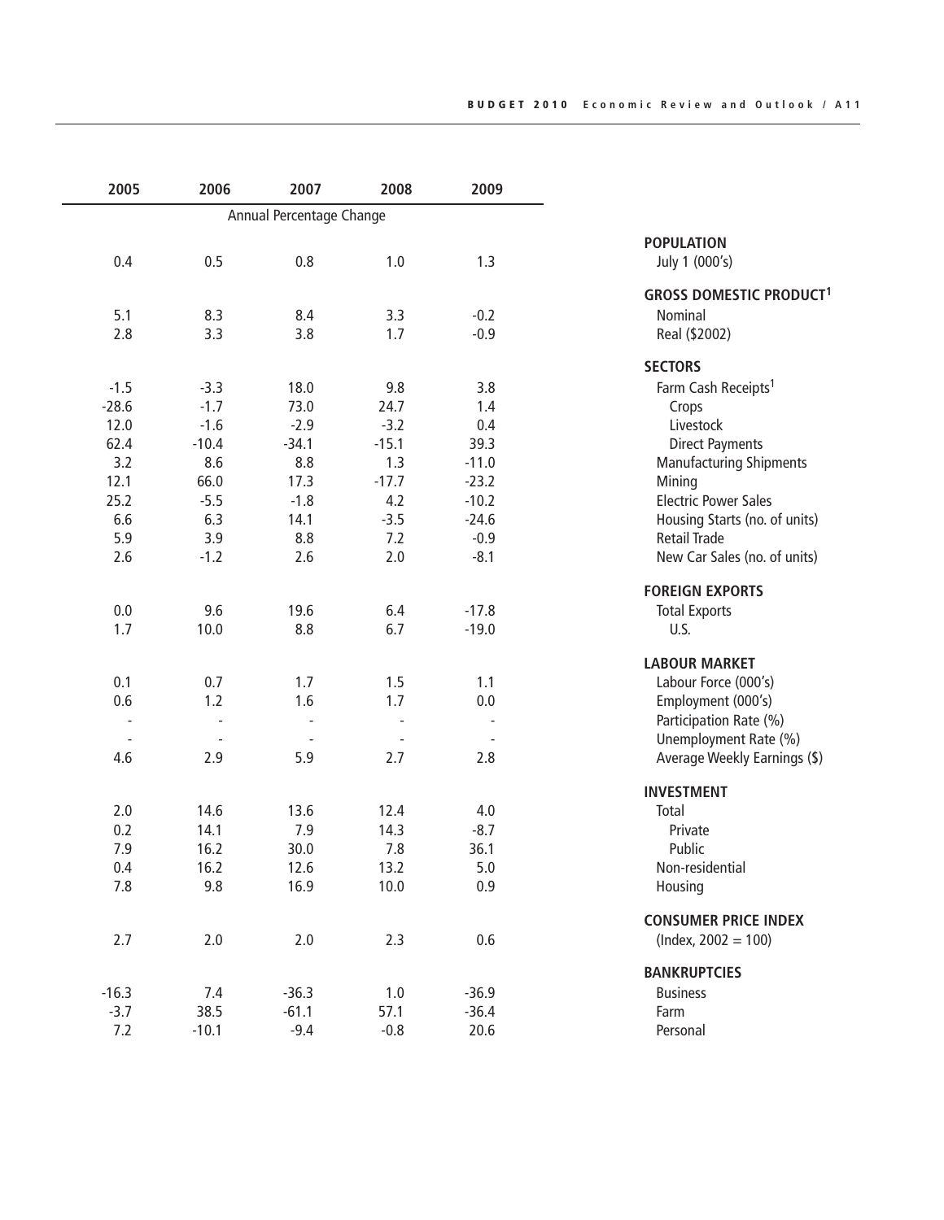| | 2005 | 2006 | 2007 | 2008 | 2009 |
|---|---|---|---|---|---|
| | Annual Percentage Change | | | | |
| **POPULATION** | | | | | |
| July 1 (000's) | 0.4 | 0.5 | 0.8 | 1.0 | 1.3 |
| **GROSS DOMESTIC PRODUCT[1]** | | | | | |
| Nominal | 5.1 | 8.3 | 8.4 | 3.3 | -0.2 |
| Real ($2002) | 2.8 | 3.3 | 3.8 | 1.7 | -0.9 |
| **SECTORS** | | | | | |
| Farm Cash Receipts[1] | -1.5 | -3.3 | 18.0 | 9.8 | 3.8 |
| Crops | -28.6 | -1.7 | 73.0 | 24.7 | 1.4 |
| Livestock | 12.0 | -1.6 | -2.9 | -3.2 | 0.4 |
| Direct Payments | 62.4 | -10.4 | -34.1 | -15.1 | 39.3 |
| Manufacturing Shipments | 3.2 | 8.6 | 8.8 | 1.3 | -11.0 |
| Mining | 12.1 | 66.0 | 17.3 | -17.7 | -23.2 |
| Electric Power Sales | 25.2 | -5.5 | -1.8 | 4.2 | -10.2 |
| Housing Starts (no. of units) | 6.6 | 6.3 | 14.1 | -3.5 | -24.6 |
| Retail Trade | 5.9 | 3.9 | 8.8 | 7.2 | -0.9 |
| New Car Sales (no. of units) | 2.6 | -1.2 | 2.6 | 2.0 | -8.1 |
| **FOREIGN EXPORTS** | | | | | |
| Total Exports | 0.0 | 9.6 | 19.6 | 6.4 | -17.8 |
| U.S. | 1.7 | 10.0 | 8.8 | 6.7 | -19.0 |
| **LABOUR MARKET** | | | | | |
| Labour Force (000's) | 0.1 | 0.7 | 1.7 | 1.5 | 1.1 |
| Employment (000's) | 0.6 | 1.2 | 1.6 | 1.7 | 0.0 |
| Participation Rate (%) | - | - | - | - | - |
| Unemployment Rate (%) | - | - | - | - | - |
| Average Weekly Earnings ($) | 4.6 | 2.9 | 5.9 | 2.7 | 2.8 |
| **INVESTMENT** | | | | | |
| Total | 2.0 | 14.6 | 13.6 | 12.4 | 4.0 |
| Private | 0.2 | 14.1 | 7.9 | 14.3 | -8.7 |
| Public | 7.9 | 16.2 | 30.0 | 7.8 | 36.1 |
| Non-residential | 0.4 | 16.2 | 12.6 | 13.2 | 5.0 |
| Housing | 7.8 | 9.8 | 16.9 | 10.0 | 0.9 |
| **CONSUMER PRICE INDEX** | | | | | |
| (Index, 2002 = 100) | 2.7 | 2.0 | 2.0 | 2.3 | 0.6 |
| **BANKRUPTCIES** | | | | | |
| Business | -16.3 | 7.4 | -36.3 | 1.0 | -36.9 |
| Farm | -3.7 | 38.5 | -61.1 | 57.1 | -36.4 |
| Personal | 7.2 | -10.1 | -9.4 | -0.8 | 20.6 |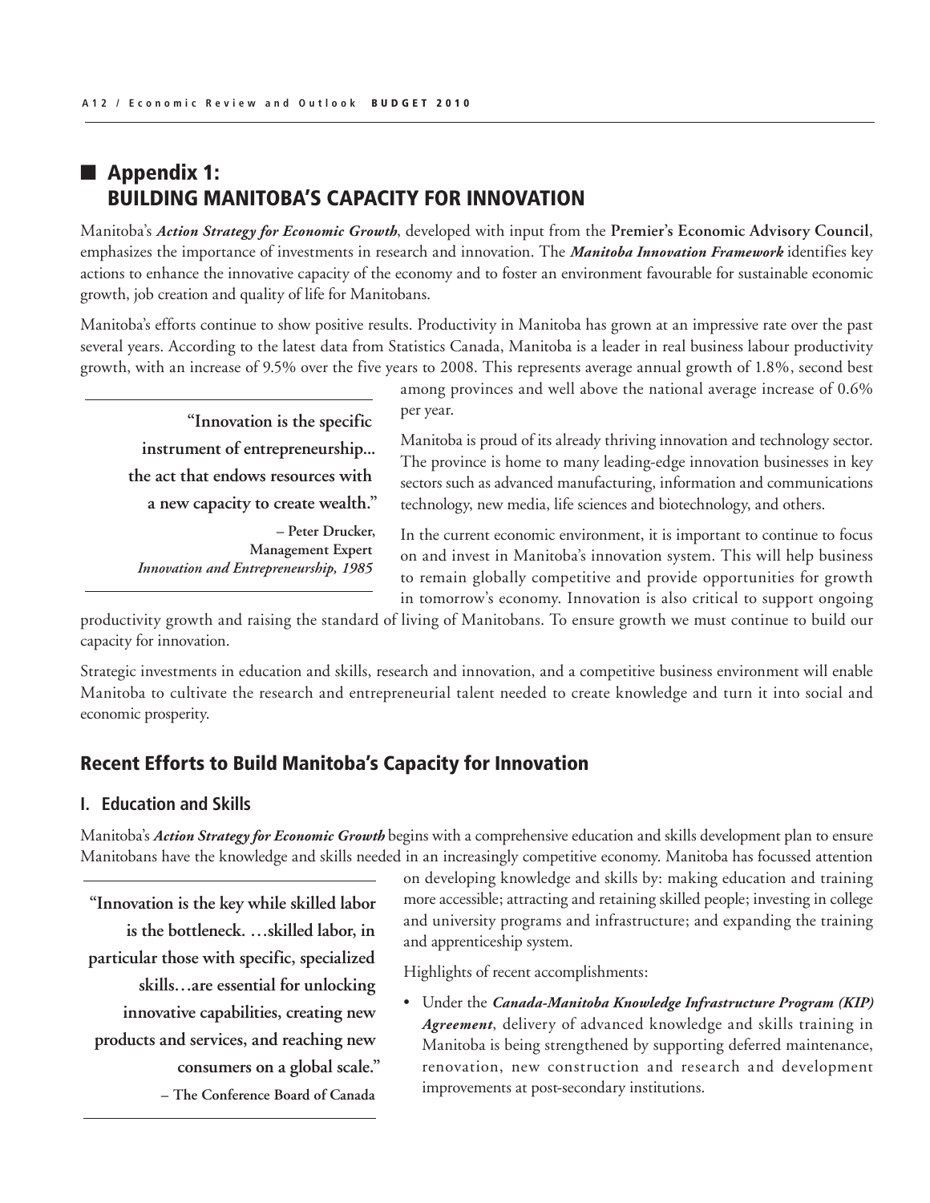## Appendix 1: BUILDING MANITOBA'S CAPACITY FOR INNOVATION

Manitoba's ***Action Strategy for Economic Growth***, developed with input from the **Premier's Economic Advisory Council**, emphasizes the importance of investments in research and innovation. The ***Manitoba Innovation Framework*** identifies key actions to enhance the innovative capacity of the economy and to foster an environment favourable for sustainable economic growth, job creation and quality of life for Manitobans.

Manitoba's efforts continue to show positive results. Productivity in Manitoba has grown at an impressive rate over the past several years. According to the latest data from Statistics Canada, Manitoba is a leader in real business labour productivity growth, with an increase of 9.5% over the five years to 2008. This represents average annual growth of 1.8%, second best among provinces and well above the national average increase of 0.6% per year.

> **"Innovation is the specific instrument of entrepreneurship... the act that endows resources with a new capacity to create wealth."**
>
> **– Peter Drucker, Management Expert**
> ***Innovation and Entrepreneurship, 1985***

Manitoba is proud of its already thriving innovation and technology sector. The province is home to many leading-edge innovation businesses in key sectors such as advanced manufacturing, information and communications technology, new media, life sciences and biotechnology, and others.

In the current economic environment, it is important to continue to focus on and invest in Manitoba's innovation system. This will help business to remain globally competitive and provide opportunities for growth in tomorrow's economy. Innovation is also critical to support ongoing productivity growth and raising the standard of living of Manitobans. To ensure growth we must continue to build our capacity for innovation.

Strategic investments in education and skills, research and innovation, and a competitive business environment will enable Manitoba to cultivate the research and entrepreneurial talent needed to create knowledge and turn it into social and economic prosperity.

## Recent Efforts to Build Manitoba's Capacity for Innovation

### I. Education and Skills

Manitoba's ***Action Strategy for Economic Growth*** begins with a comprehensive education and skills development plan to ensure Manitobans have the knowledge and skills needed in an increasingly competitive economy. Manitoba has focussed attention on developing knowledge and skills by: making education and training more accessible; attracting and retaining skilled people; investing in college and university programs and infrastructure; and expanding the training and apprenticeship system.

> **"Innovation is the key while skilled labor is the bottleneck. …skilled labor, in particular those with specific, specialized skills…are essential for unlocking innovative capabilities, creating new products and services, and reaching new consumers on a global scale."**
>
> **– The Conference Board of Canada**

Highlights of recent accomplishments:

- Under the ***Canada-Manitoba Knowledge Infrastructure Program (KIP) Agreement***, delivery of advanced knowledge and skills training in Manitoba is being strengthened by supporting deferred maintenance, renovation, new construction and research and development improvements at post-secondary institutions.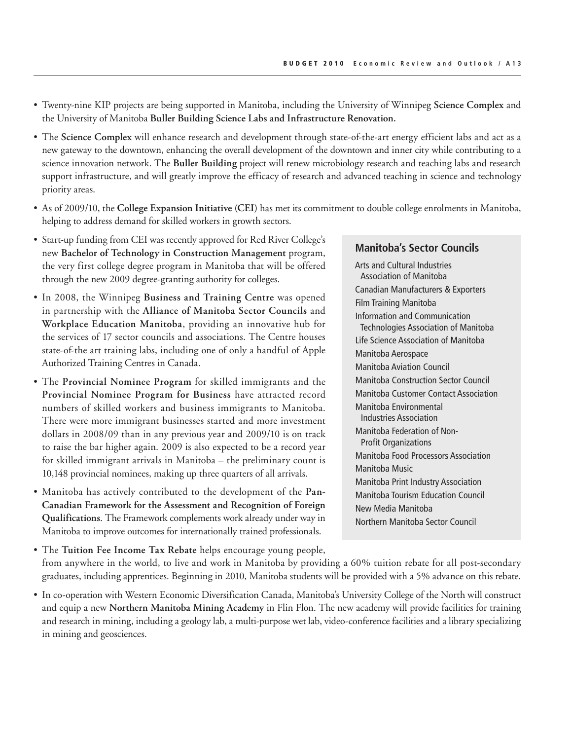- Twenty-nine KIP projects are being supported in Manitoba, including the University of Winnipeg **Science Complex** and the University of Manitoba **Buller Building Science Labs and Infrastructure Renovation.**
- The **Science Complex** will enhance research and development through state-of-the-art energy efficient labs and act as a new gateway to the downtown, enhancing the overall development of the downtown and inner city while contributing to a science innovation network. The **Buller Building** project will renew microbiology research and teaching labs and research support infrastructure, and will greatly improve the efficacy of research and advanced teaching in science and technology priority areas.
- As of 2009/10, the **College Expansion Initiative** (**CEI**) has met its commitment to double college enrolments in Manitoba, helping to address demand for skilled workers in growth sectors.
- Start-up funding from CEI was recently approved for Red River College's new **Bachelor of Technology in Construction Management** program, the very first college degree program in Manitoba that will be offered through the new 2009 degree-granting authority for colleges.
- In 2008, the Winnipeg **Business and Training Centre** was opened in partnership with the **Alliance of Manitoba Sector Councils** and **Workplace Education Manitoba**, providing an innovative hub for the services of 17 sector councils and associations. The Centre houses state-of-the art training labs, including one of only a handful of Apple Authorized Training Centres in Canada.
- The **Provincial Nominee Program** for skilled immigrants and the **Provincial Nominee Program for Business** have attracted record numbers of skilled workers and business immigrants to Manitoba. There were more immigrant businesses started and more investment dollars in 2008/09 than in any previous year and 2009/10 is on track to raise the bar higher again. 2009 is also expected to be a record year for skilled immigrant arrivals in Manitoba – the preliminary count is 10,148 provincial nominees, making up three quarters of all arrivals.
- Manitoba has actively contributed to the development of the **Pan-Canadian Framework for the Assessment and Recognition of Foreign Qualifications**. The Framework complements work already under way in Manitoba to improve outcomes for internationally trained professionals.
- The **Tuition Fee Income Tax Rebate** helps encourage young people, from anywhere in the world, to live and work in Manitoba by providing a 60% tuition rebate for all post-secondary graduates, including apprentices. Beginning in 2010, Manitoba students will be provided with a 5% advance on this rebate.
- In co-operation with Western Economic Diversification Canada, Manitoba's University College of the North will construct and equip a new **Northern Manitoba Mining Academy** in Flin Flon. The new academy will provide facilities for training and research in mining, including a geology lab, a multi-purpose wet lab, video-conference facilities and a library specializing in mining and geosciences.

### Manitoba's Sector Councils

- Arts and Cultural Industries Association of Manitoba
- Canadian Manufacturers & Exporters
- Film Training Manitoba
- Information and Communication Technologies Association of Manitoba
- Life Science Association of Manitoba
- Manitoba Aerospace
- Manitoba Aviation Council
- Manitoba Construction Sector Council
- Manitoba Customer Contact Association
- Manitoba Environmental Industries Association
- Manitoba Federation of Non-Profit Organizations
- Manitoba Food Processors Association
- Manitoba Music
- Manitoba Print Industry Association
- Manitoba Tourism Education Council
- New Media Manitoba
- Northern Manitoba Sector Council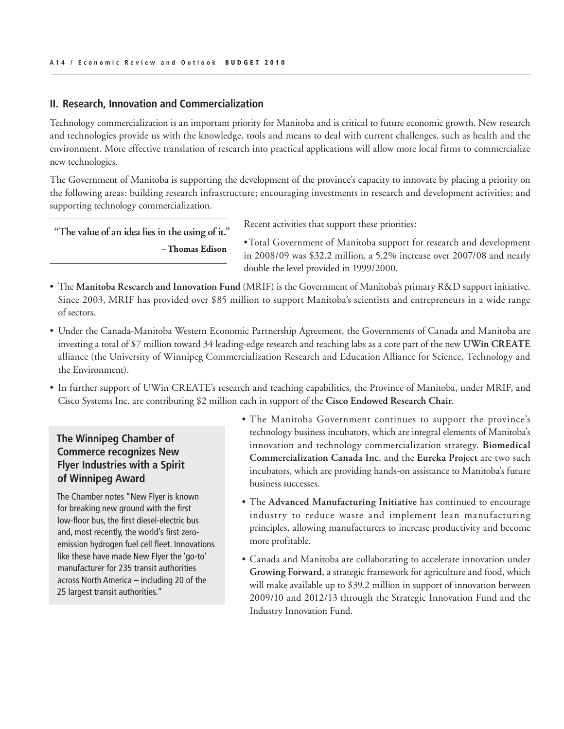## II. Research, Innovation and Commercialization

Technology commercialization is an important priority for Manitoba and is critical to future economic growth. New research and technologies provide us with the knowledge, tools and means to deal with current challenges, such as health and the environment. More effective translation of research into practical applications will allow more local firms to commercialize new technologies.

The Government of Manitoba is supporting the development of the province's capacity to innovate by placing a priority on the following areas: building research infrastructure; encouraging investments in research and development activities; and supporting technology commercialization.

> **"The value of an idea lies in the using of it."**
>
> **– Thomas Edison**

Recent activities that support these priorities:

- Total Government of Manitoba support for research and development in 2008/09 was $32.2 million, a 5.2% increase over 2007/08 and nearly double the level provided in 1999/2000.
- The **Manitoba Research and Innovation Fund** (MRIF) is the Government of Manitoba's primary R&D support initiative. Since 2003, MRIF has provided over $85 million to support Manitoba's scientists and entrepreneurs in a wide range of sectors.
- Under the Canada-Manitoba Western Economic Partnership Agreement, the Governments of Canada and Manitoba are investing a total of $7 million toward 34 leading-edge research and teaching labs as a core part of the new **UWin CREATE** alliance (the University of Winnipeg Commercialization Research and Education Alliance for Science, Technology and the Environment).
- In further support of UWin CREATE's research and teaching capabilities, the Province of Manitoba, under MRIF, and Cisco Systems Inc. are contributing $2 million each in support of the **Cisco Endowed Research Chair**.
- The Manitoba Government continues to support the province's technology business incubators, which are integral elements of Manitoba's innovation and technology commercialization strategy. **Biomedical Commercialization Canada Inc.** and the **Eureka Project** are two such incubators, which are providing hands-on assistance to Manitoba's future business successes.
- The **Advanced Manufacturing Initiative** has continued to encourage industry to reduce waste and implement lean manufacturing principles, allowing manufacturers to increase productivity and become more profitable.
- Canada and Manitoba are collaborating to accelerate innovation under **Growing Forward**, a strategic framework for agriculture and food, which will make available up to $39.2 million in support of innovation between 2009/10 and 2012/13 through the Strategic Innovation Fund and the Industry Innovation Fund.

### The Winnipeg Chamber of Commerce recognizes New Flyer Industries with a Spirit of Winnipeg Award

The Chamber notes "New Flyer is known for breaking new ground with the first low-floor bus, the first diesel-electric bus and, most recently, the world's first zero-emission hydrogen fuel cell fleet. Innovations like these have made New Flyer the 'go-to' manufacturer for 235 transit authorities across North America – including 20 of the 25 largest transit authorities."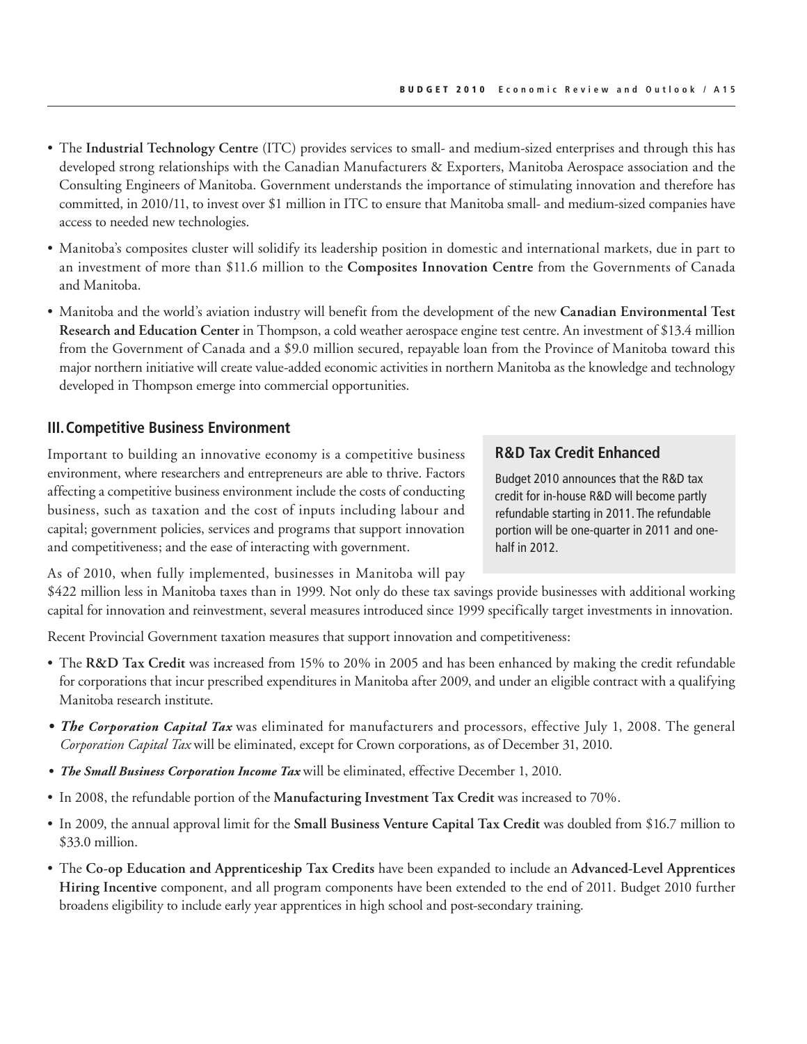- The **Industrial Technology Centre** (ITC) provides services to small- and medium-sized enterprises and through this has developed strong relationships with the Canadian Manufacturers & Exporters, Manitoba Aerospace association and the Consulting Engineers of Manitoba. Government understands the importance of stimulating innovation and therefore has committed, in 2010/11, to invest over $1 million in ITC to ensure that Manitoba small- and medium-sized companies have access to needed new technologies.
- Manitoba's composites cluster will solidify its leadership position in domestic and international markets, due in part to an investment of more than $11.6 million to the **Composites Innovation Centre** from the Governments of Canada and Manitoba.
- Manitoba and the world's aviation industry will benefit from the development of the new **Canadian Environmental Test Research and Education Center** in Thompson, a cold weather aerospace engine test centre. An investment of $13.4 million from the Government of Canada and a $9.0 million secured, repayable loan from the Province of Manitoba toward this major northern initiative will create value-added economic activities in northern Manitoba as the knowledge and technology developed in Thompson emerge into commercial opportunities.

## III. Competitive Business Environment

Important to building an innovative economy is a competitive business environment, where researchers and entrepreneurs are able to thrive. Factors affecting a competitive business environment include the costs of conducting business, such as taxation and the cost of inputs including labour and capital; government policies, services and programs that support innovation and competitiveness; and the ease of interacting with government.

As of 2010, when fully implemented, businesses in Manitoba will pay $422 million less in Manitoba taxes than in 1999. Not only do these tax savings provide businesses with additional working capital for innovation and reinvestment, several measures introduced since 1999 specifically target investments in innovation.

### R&D Tax Credit Enhanced

Budget 2010 announces that the R&D tax credit for in-house R&D will become partly refundable starting in 2011. The refundable portion will be one-quarter in 2011 and one-half in 2012.

Recent Provincial Government taxation measures that support innovation and competitiveness:

- The **R&D Tax Credit** was increased from 15% to 20% in 2005 and has been enhanced by making the credit refundable for corporations that incur prescribed expenditures in Manitoba after 2009, and under an eligible contract with a qualifying Manitoba research institute.
- ***The Corporation Capital Tax*** was eliminated for manufacturers and processors, effective July 1, 2008. The general *Corporation Capital Tax* will be eliminated, except for Crown corporations, as of December 31, 2010.
- ***The Small Business Corporation Income Tax*** will be eliminated, effective December 1, 2010.
- In 2008, the refundable portion of the **Manufacturing Investment Tax Credit** was increased to 70%.
- In 2009, the annual approval limit for the **Small Business Venture Capital Tax Credit** was doubled from $16.7 million to $33.0 million.
- The **Co-op Education and Apprenticeship Tax Credits** have been expanded to include an **Advanced-Level Apprentices Hiring Incentive** component, and all program components have been extended to the end of 2011. Budget 2010 further broadens eligibility to include early year apprentices in high school and post-secondary training.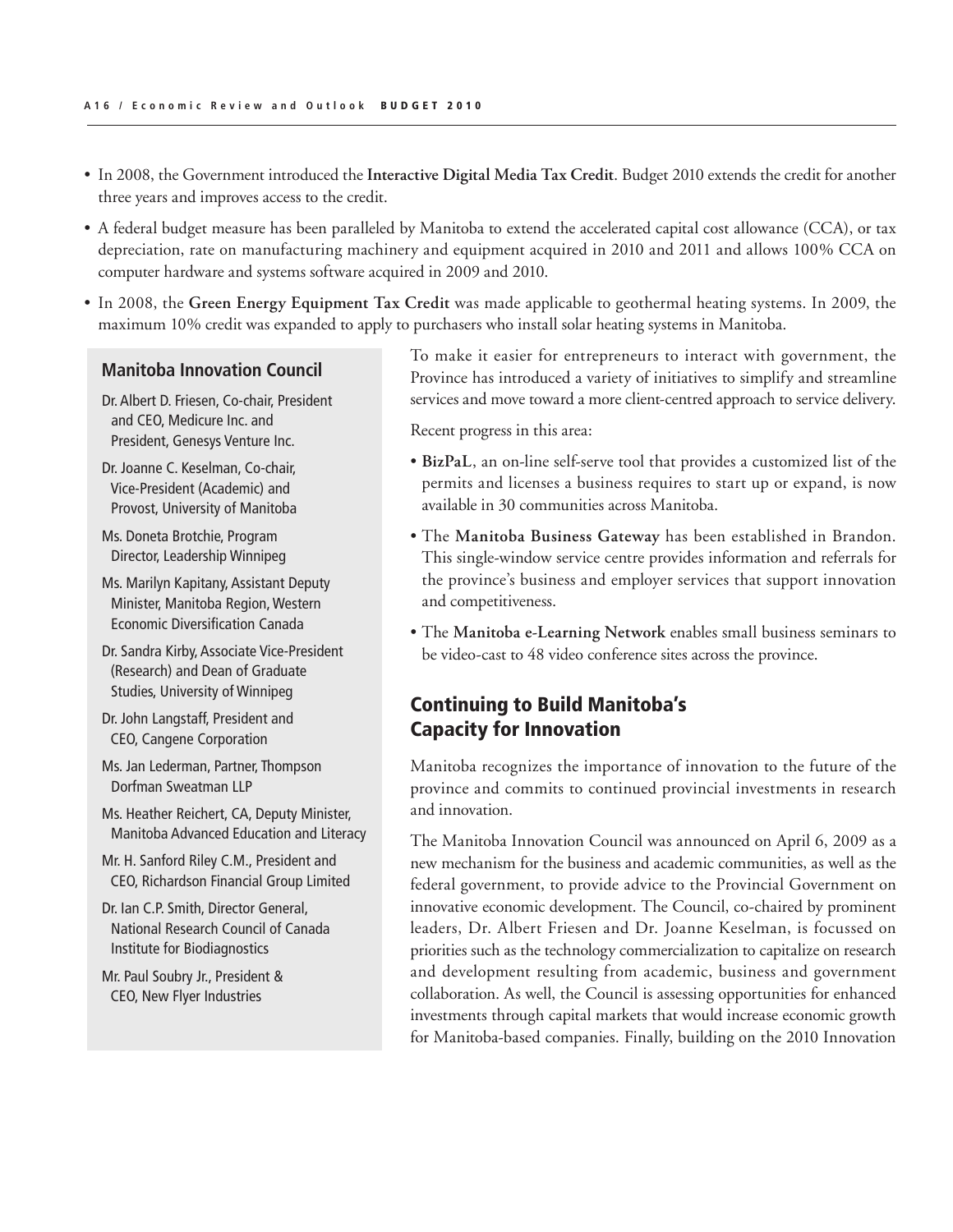- In 2008, the Government introduced the **Interactive Digital Media Tax Credit**. Budget 2010 extends the credit for another three years and improves access to the credit.
- A federal budget measure has been paralleled by Manitoba to extend the accelerated capital cost allowance (CCA), or tax depreciation, rate on manufacturing machinery and equipment acquired in 2010 and 2011 and allows 100% CCA on computer hardware and systems software acquired in 2009 and 2010.
- In 2008, the **Green Energy Equipment Tax Credit** was made applicable to geothermal heating systems. In 2009, the maximum 10% credit was expanded to apply to purchasers who install solar heating systems in Manitoba.

### Manitoba Innovation Council

Dr. Albert D. Friesen, Co-chair, President and CEO, Medicure Inc. and President, Genesys Venture Inc.

Dr. Joanne C. Keselman, Co-chair, Vice-President (Academic) and Provost, University of Manitoba

Ms. Doneta Brotchie, Program Director, Leadership Winnipeg

Ms. Marilyn Kapitany, Assistant Deputy Minister, Manitoba Region, Western Economic Diversification Canada

Dr. Sandra Kirby, Associate Vice-President (Research) and Dean of Graduate Studies, University of Winnipeg

Dr. John Langstaff, President and CEO, Cangene Corporation

Ms. Jan Lederman, Partner, Thompson Dorfman Sweatman LLP

Ms. Heather Reichert, CA, Deputy Minister, Manitoba Advanced Education and Literacy

Mr. H. Sanford Riley C.M., President and CEO, Richardson Financial Group Limited

Dr. Ian C.P. Smith, Director General, National Research Council of Canada Institute for Biodiagnostics

Mr. Paul Soubry Jr., President & CEO, New Flyer Industries

To make it easier for entrepreneurs to interact with government, the Province has introduced a variety of initiatives to simplify and streamline services and move toward a more client-centred approach to service delivery.

Recent progress in this area:

- **BizPaL**, an on-line self-serve tool that provides a customized list of the permits and licenses a business requires to start up or expand, is now available in 30 communities across Manitoba.
- The **Manitoba Business Gateway** has been established in Brandon. This single-window service centre provides information and referrals for the province's business and employer services that support innovation and competitiveness.
- The **Manitoba e-Learning Network** enables small business seminars to be video-cast to 48 video conference sites across the province.

## Continuing to Build Manitoba's Capacity for Innovation

Manitoba recognizes the importance of innovation to the future of the province and commits to continued provincial investments in research and innovation.

The Manitoba Innovation Council was announced on April 6, 2009 as a new mechanism for the business and academic communities, as well as the federal government, to provide advice to the Provincial Government on innovative economic development. The Council, co-chaired by prominent leaders, Dr. Albert Friesen and Dr. Joanne Keselman, is focussed on priorities such as the technology commercialization to capitalize on research and development resulting from academic, business and government collaboration. As well, the Council is assessing opportunities for enhanced investments through capital markets that would increase economic growth for Manitoba-based companies. Finally, building on the 2010 Innovation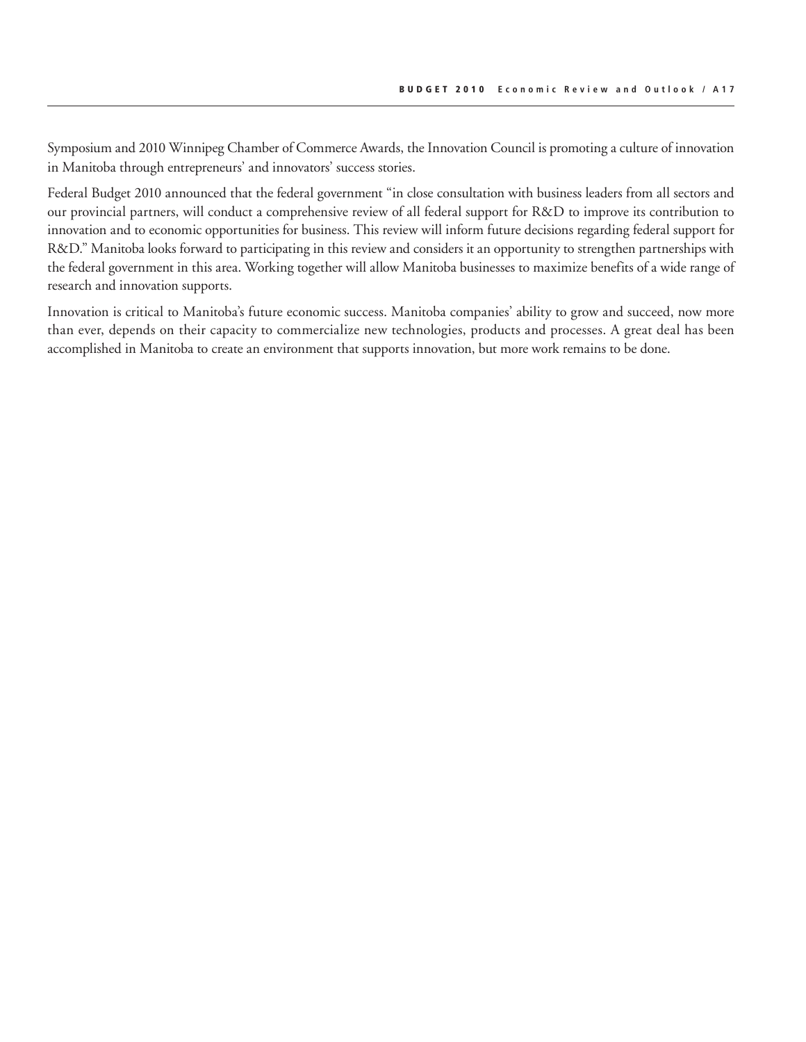Symposium and 2010 Winnipeg Chamber of Commerce Awards, the Innovation Council is promoting a culture of innovation in Manitoba through entrepreneurs' and innovators' success stories.

Federal Budget 2010 announced that the federal government "in close consultation with business leaders from all sectors and our provincial partners, will conduct a comprehensive review of all federal support for R&D to improve its contribution to innovation and to economic opportunities for business. This review will inform future decisions regarding federal support for R&D." Manitoba looks forward to participating in this review and considers it an opportunity to strengthen partnerships with the federal government in this area. Working together will allow Manitoba businesses to maximize benefits of a wide range of research and innovation supports.

Innovation is critical to Manitoba's future economic success. Manitoba companies' ability to grow and succeed, now more than ever, depends on their capacity to commercialize new technologies, products and processes. A great deal has been accomplished in Manitoba to create an environment that supports innovation, but more work remains to be done.